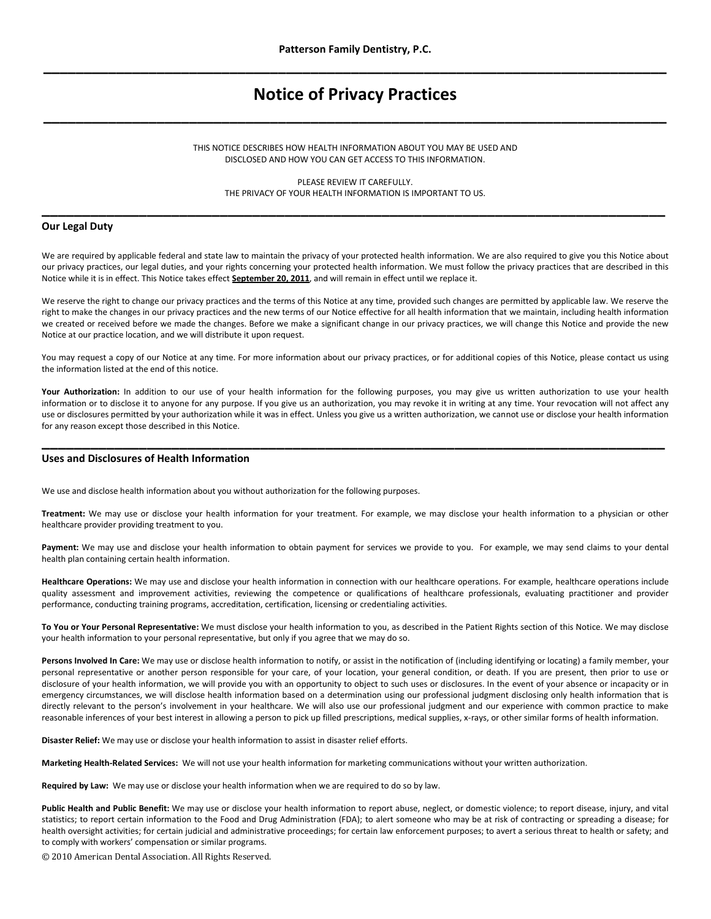Patterson Family Dentistry, P.C.

# Notice of Privacy Practices

THIS NOTICE DESCRIBES HOW HEALTH INFORMATION ABOUT YOU MAY BE USED AND DISCLOSED AND HOW YOU CAN GET ACCESS TO THIS INFORMATION.

PLEASE REVIEW IT CAREFULLY.
THE PRIVACY OF YOUR HEALTH INFORMATION IS IMPORTANT TO US.

## Our Legal Duty

We are required by applicable federal and state law to maintain the privacy of your protected health information. We are also required to give you this Notice about our privacy practices, our legal duties, and your rights concerning your protected health information. We must follow the privacy practices that are described in this Notice while it is in effect. This Notice takes effect **September 20, 2011**, and will remain in effect until we replace it.

We reserve the right to change our privacy practices and the terms of this Notice at any time, provided such changes are permitted by applicable law. We reserve the right to make the changes in our privacy practices and the new terms of our Notice effective for all health information that we maintain, including health information we created or received before we made the changes. Before we make a significant change in our privacy practices, we will change this Notice and provide the new Notice at our practice location, and we will distribute it upon request.

You may request a copy of our Notice at any time. For more information about our privacy practices, or for additional copies of this Notice, please contact us using the information listed at the end of this notice.

**Your Authorization:** In addition to our use of your health information for the following purposes, you may give us written authorization to use your health information or to disclose it to anyone for any purpose. If you give us an authorization, you may revoke it in writing at any time. Your revocation will not affect any use or disclosures permitted by your authorization while it was in effect. Unless you give us a written authorization, we cannot use or disclose your health information for any reason except those described in this Notice.

## Uses and Disclosures of Health Information

We use and disclose health information about you without authorization for the following purposes.

**Treatment:** We may use or disclose your health information for your treatment. For example, we may disclose your health information to a physician or other healthcare provider providing treatment to you.

**Payment:** We may use and disclose your health information to obtain payment for services we provide to you. For example, we may send claims to your dental health plan containing certain health information.

**Healthcare Operations:** We may use and disclose your health information in connection with our healthcare operations. For example, healthcare operations include quality assessment and improvement activities, reviewing the competence or qualifications of healthcare professionals, evaluating practitioner and provider performance, conducting training programs, accreditation, certification, licensing or credentialing activities.

**To You or Your Personal Representative:** We must disclose your health information to you, as described in the Patient Rights section of this Notice. We may disclose your health information to your personal representative, but only if you agree that we may do so.

**Persons Involved In Care:** We may use or disclose health information to notify, or assist in the notification of (including identifying or locating) a family member, your personal representative or another person responsible for your care, of your location, your general condition, or death. If you are present, then prior to use or disclosure of your health information, we will provide you with an opportunity to object to such uses or disclosures. In the event of your absence or incapacity or in emergency circumstances, we will disclose health information based on a determination using our professional judgment disclosing only health information that is directly relevant to the person's involvement in your healthcare. We will also use our professional judgment and our experience with common practice to make reasonable inferences of your best interest in allowing a person to pick up filled prescriptions, medical supplies, x-rays, or other similar forms of health information.

**Disaster Relief:** We may use or disclose your health information to assist in disaster relief efforts.

**Marketing Health-Related Services:** We will not use your health information for marketing communications without your written authorization.

**Required by Law:** We may use or disclose your health information when we are required to do so by law.

**Public Health and Public Benefit:** We may use or disclose your health information to report abuse, neglect, or domestic violence; to report disease, injury, and vital statistics; to report certain information to the Food and Drug Administration (FDA); to alert someone who may be at risk of contracting or spreading a disease; for health oversight activities; for certain judicial and administrative proceedings; for certain law enforcement purposes; to avert a serious threat to health or safety; and to comply with workers' compensation or similar programs.

© 2010 American Dental Association. All Rights Reserved.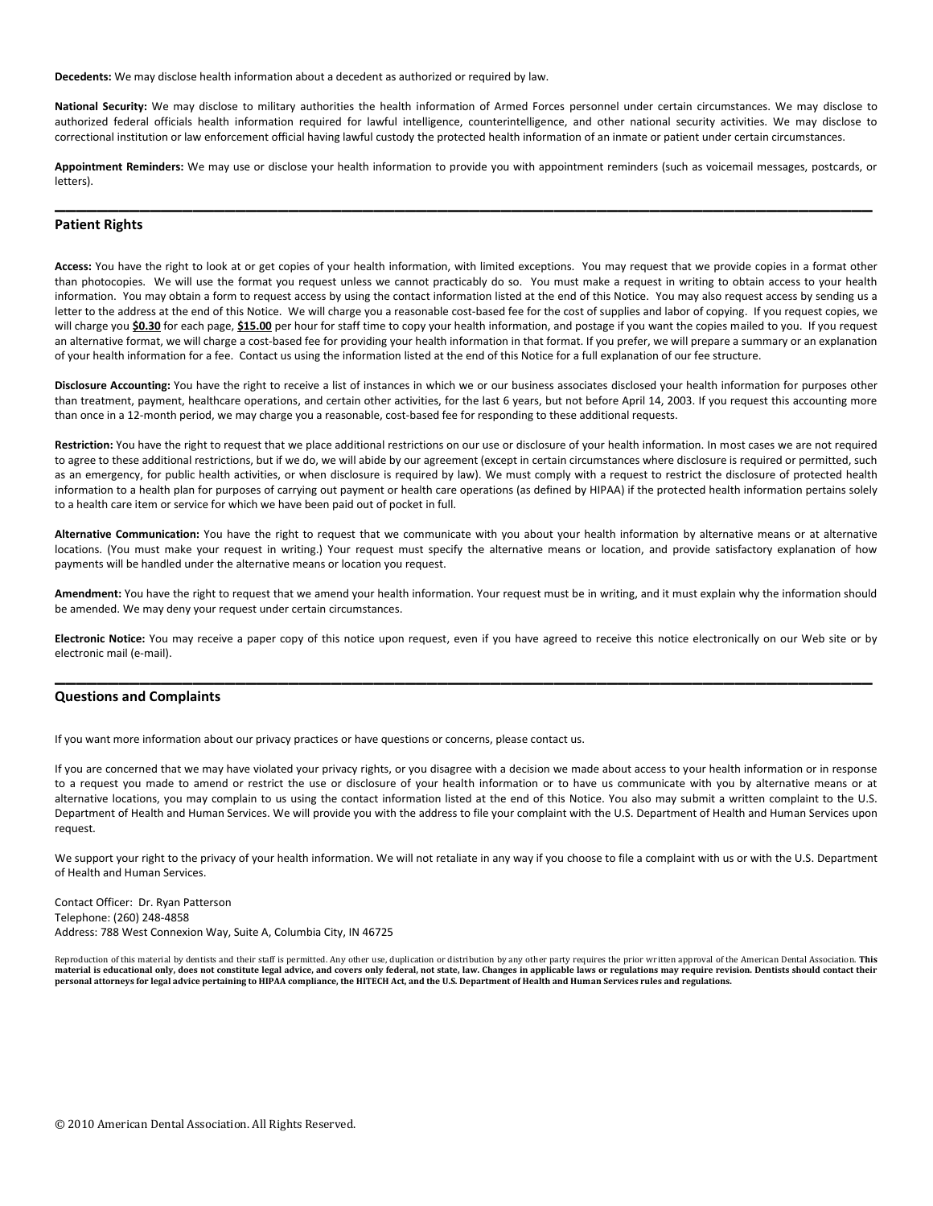**Decedents:** We may disclose health information about a decedent as authorized or required by law.

**National Security:** We may disclose to military authorities the health information of Armed Forces personnel under certain circumstances. We may disclose to authorized federal officials health information required for lawful intelligence, counterintelligence, and other national security activities. We may disclose to correctional institution or law enforcement official having lawful custody the protected health information of an inmate or patient under certain circumstances.

**Appointment Reminders:** We may use or disclose your health information to provide you with appointment reminders (such as voicemail messages, postcards, or letters).

---

## Patient Rights

**Access:** You have the right to look at or get copies of your health information, with limited exceptions. You may request that we provide copies in a format other than photocopies. We will use the format you request unless we cannot practicably do so. You must make a request in writing to obtain access to your health information. You may obtain a form to request access by using the contact information listed at the end of this Notice. You may also request access by sending us a letter to the address at the end of this Notice. We will charge you a reasonable cost-based fee for the cost of supplies and labor of copying. If you request copies, we will charge you **$0.30** for each page, **$15.00** per hour for staff time to copy your health information, and postage if you want the copies mailed to you. If you request an alternative format, we will charge a cost-based fee for providing your health information in that format. If you prefer, we will prepare a summary or an explanation of your health information for a fee. Contact us using the information listed at the end of this Notice for a full explanation of our fee structure.

**Disclosure Accounting:** You have the right to receive a list of instances in which we or our business associates disclosed your health information for purposes other than treatment, payment, healthcare operations, and certain other activities, for the last 6 years, but not before April 14, 2003. If you request this accounting more than once in a 12-month period, we may charge you a reasonable, cost-based fee for responding to these additional requests.

**Restriction:** You have the right to request that we place additional restrictions on our use or disclosure of your health information. In most cases we are not required to agree to these additional restrictions, but if we do, we will abide by our agreement (except in certain circumstances where disclosure is required or permitted, such as an emergency, for public health activities, or when disclosure is required by law). We must comply with a request to restrict the disclosure of protected health information to a health plan for purposes of carrying out payment or health care operations (as defined by HIPAA) if the protected health information pertains solely to a health care item or service for which we have been paid out of pocket in full.

**Alternative Communication:** You have the right to request that we communicate with you about your health information by alternative means or at alternative locations. (You must make your request in writing.) Your request must specify the alternative means or location, and provide satisfactory explanation of how payments will be handled under the alternative means or location you request.

**Amendment:** You have the right to request that we amend your health information. Your request must be in writing, and it must explain why the information should be amended. We may deny your request under certain circumstances.

**Electronic Notice:** You may receive a paper copy of this notice upon request, even if you have agreed to receive this notice electronically on our Web site or by electronic mail (e-mail).

---

## Questions and Complaints

If you want more information about our privacy practices or have questions or concerns, please contact us.

If you are concerned that we may have violated your privacy rights, or you disagree with a decision we made about access to your health information or in response to a request you made to amend or restrict the use or disclosure of your health information or to have us communicate with you by alternative means or at alternative locations, you may complain to us using the contact information listed at the end of this Notice. You also may submit a written complaint to the U.S. Department of Health and Human Services. We will provide you with the address to file your complaint with the U.S. Department of Health and Human Services upon request.

We support your right to the privacy of your health information. We will not retaliate in any way if you choose to file a complaint with us or with the U.S. Department of Health and Human Services.

Contact Officer: Dr. Ryan Patterson
Telephone: (260) 248-4858
Address: 788 West Connexion Way, Suite A, Columbia City, IN 46725

Reproduction of this material by dentists and their staff is permitted. Any other use, duplication or distribution by any other party requires the prior written approval of the American Dental Association. **This material is educational only, does not constitute legal advice, and covers only federal, not state, law. Changes in applicable laws or regulations may require revision. Dentists should contact their personal attorneys for legal advice pertaining to HIPAA compliance, the HITECH Act, and the U.S. Department of Health and Human Services rules and regulations.**

© 2010 American Dental Association. All Rights Reserved.